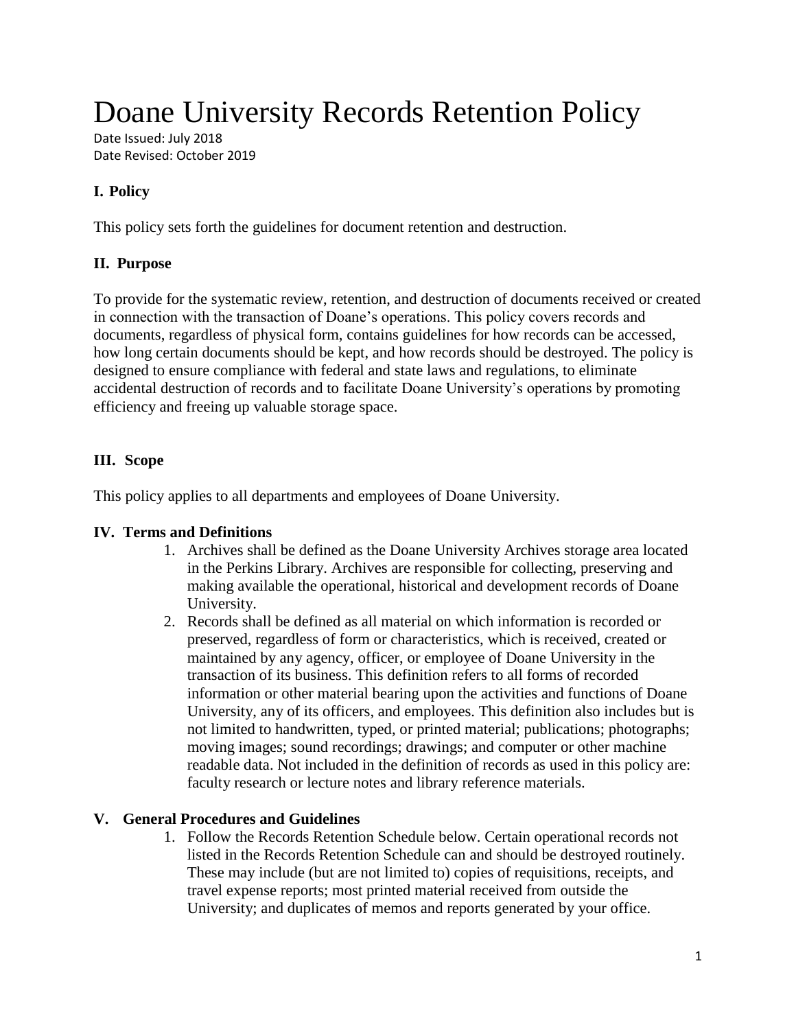# Doane University Records Retention Policy

Date Issued: July 2018
Date Revised: October 2019

## I. Policy

This policy sets forth the guidelines for document retention and destruction.

## II. Purpose

To provide for the systematic review, retention, and destruction of documents received or created in connection with the transaction of Doane's operations. This policy covers records and documents, regardless of physical form, contains guidelines for how records can be accessed, how long certain documents should be kept, and how records should be destroyed. The policy is designed to ensure compliance with federal and state laws and regulations, to eliminate accidental destruction of records and to facilitate Doane University's operations by promoting efficiency and freeing up valuable storage space.

## III. Scope

This policy applies to all departments and employees of Doane University.

## IV. Terms and Definitions

1. Archives shall be defined as the Doane University Archives storage area located in the Perkins Library. Archives are responsible for collecting, preserving and making available the operational, historical and development records of Doane University.
2. Records shall be defined as all material on which information is recorded or preserved, regardless of form or characteristics, which is received, created or maintained by any agency, officer, or employee of Doane University in the transaction of its business. This definition refers to all forms of recorded information or other material bearing upon the activities and functions of Doane University, any of its officers, and employees. This definition also includes but is not limited to handwritten, typed, or printed material; publications; photographs; moving images; sound recordings; drawings; and computer or other machine readable data. Not included in the definition of records as used in this policy are: faculty research or lecture notes and library reference materials.

## V. General Procedures and Guidelines

1. Follow the Records Retention Schedule below. Certain operational records not listed in the Records Retention Schedule can and should be destroyed routinely. These may include (but are not limited to) copies of requisitions, receipts, and travel expense reports; most printed material received from outside the University; and duplicates of memos and reports generated by your office.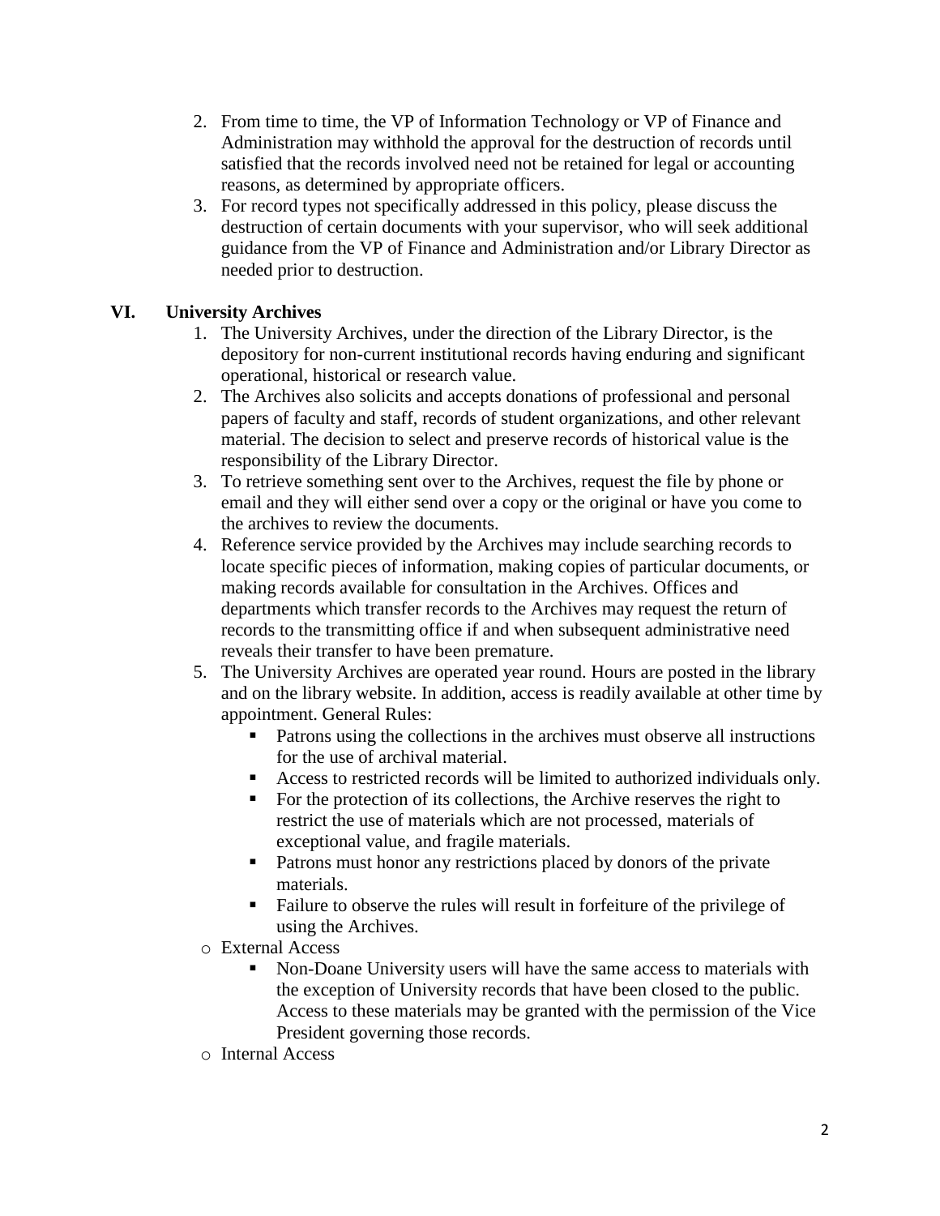2. From time to time, the VP of Information Technology or VP of Finance and Administration may withhold the approval for the destruction of records until satisfied that the records involved need not be retained for legal or accounting reasons, as determined by appropriate officers.
3. For record types not specifically addressed in this policy, please discuss the destruction of certain documents with your supervisor, who will seek additional guidance from the VP of Finance and Administration and/or Library Director as needed prior to destruction.

## VI. University Archives

1. The University Archives, under the direction of the Library Director, is the depository for non-current institutional records having enduring and significant operational, historical or research value.
2. The Archives also solicits and accepts donations of professional and personal papers of faculty and staff, records of student organizations, and other relevant material. The decision to select and preserve records of historical value is the responsibility of the Library Director.
3. To retrieve something sent over to the Archives, request the file by phone or email and they will either send over a copy or the original or have you come to the archives to review the documents.
4. Reference service provided by the Archives may include searching records to locate specific pieces of information, making copies of particular documents, or making records available for consultation in the Archives. Offices and departments which transfer records to the Archives may request the return of records to the transmitting office if and when subsequent administrative need reveals their transfer to have been premature.
5. The University Archives are operated year round. Hours are posted in the library and on the library website. In addition, access is readily available at other time by appointment. General Rules:
    - Patrons using the collections in the archives must observe all instructions for the use of archival material.
    - Access to restricted records will be limited to authorized individuals only.
    - For the protection of its collections, the Archive reserves the right to restrict the use of materials which are not processed, materials of exceptional value, and fragile materials.
    - Patrons must honor any restrictions placed by donors of the private materials.
    - Failure to observe the rules will result in forfeiture of the privilege of using the Archives.

- External Access
    - Non-Doane University users will have the same access to materials with the exception of University records that have been closed to the public. Access to these materials may be granted with the permission of the Vice President governing those records.
- Internal Access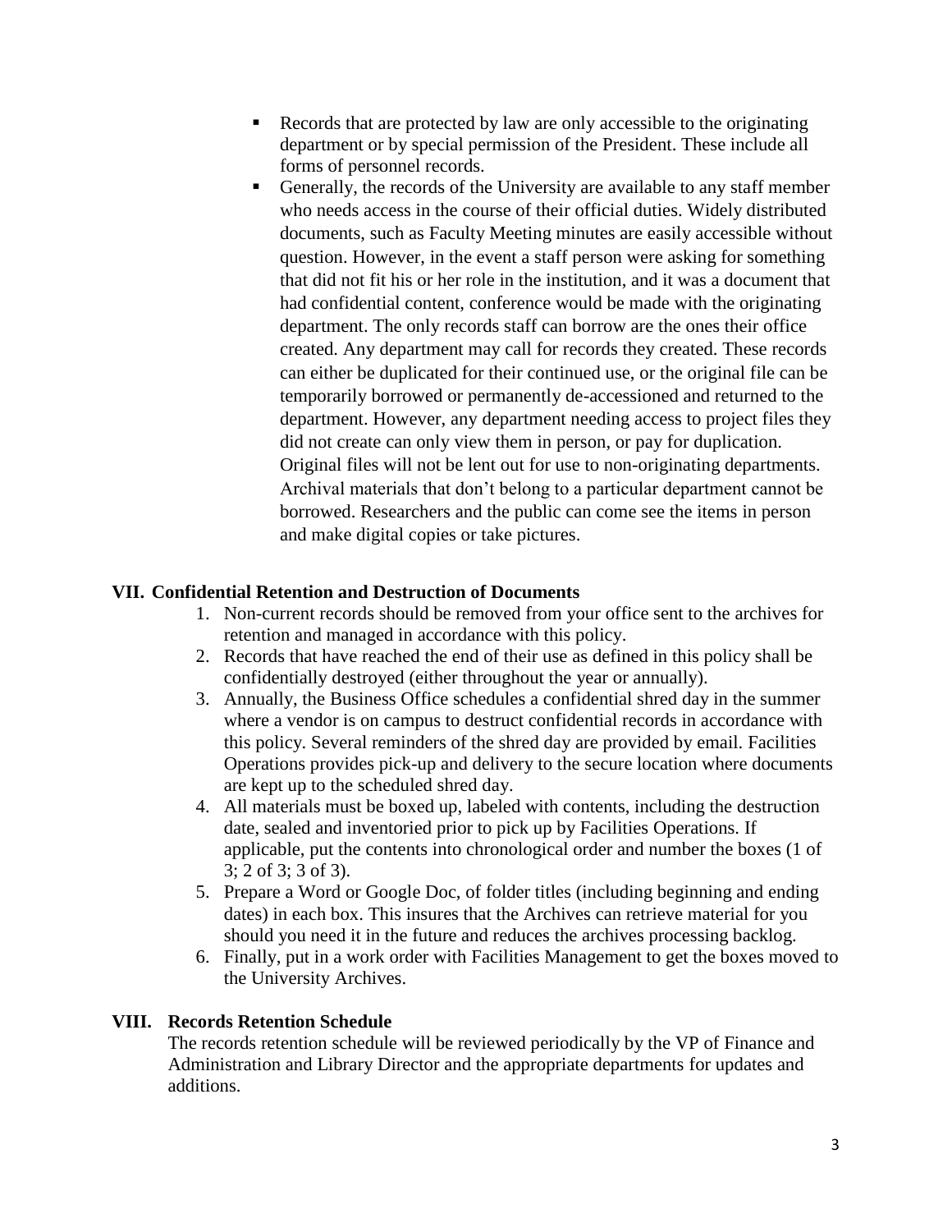- Records that are protected by law are only accessible to the originating department or by special permission of the President. These include all forms of personnel records.
- Generally, the records of the University are available to any staff member who needs access in the course of their official duties. Widely distributed documents, such as Faculty Meeting minutes are easily accessible without question. However, in the event a staff person were asking for something that did not fit his or her role in the institution, and it was a document that had confidential content, conference would be made with the originating department. The only records staff can borrow are the ones their office created. Any department may call for records they created. These records can either be duplicated for their continued use, or the original file can be temporarily borrowed or permanently de-accessioned and returned to the department. However, any department needing access to project files they did not create can only view them in person, or pay for duplication. Original files will not be lent out for use to non-originating departments. Archival materials that don't belong to a particular department cannot be borrowed. Researchers and the public can come see the items in person and make digital copies or take pictures.

## VII. Confidential Retention and Destruction of Documents

1. Non-current records should be removed from your office sent to the archives for retention and managed in accordance with this policy.
2. Records that have reached the end of their use as defined in this policy shall be confidentially destroyed (either throughout the year or annually).
3. Annually, the Business Office schedules a confidential shred day in the summer where a vendor is on campus to destruct confidential records in accordance with this policy. Several reminders of the shred day are provided by email. Facilities Operations provides pick-up and delivery to the secure location where documents are kept up to the scheduled shred day.
4. All materials must be boxed up, labeled with contents, including the destruction date, sealed and inventoried prior to pick up by Facilities Operations. If applicable, put the contents into chronological order and number the boxes (1 of 3; 2 of 3; 3 of 3).
5. Prepare a Word or Google Doc, of folder titles (including beginning and ending dates) in each box. This insures that the Archives can retrieve material for you should you need it in the future and reduces the archives processing backlog.
6. Finally, put in a work order with Facilities Management to get the boxes moved to the University Archives.

## VIII. Records Retention Schedule

The records retention schedule will be reviewed periodically by the VP of Finance and Administration and Library Director and the appropriate departments for updates and additions.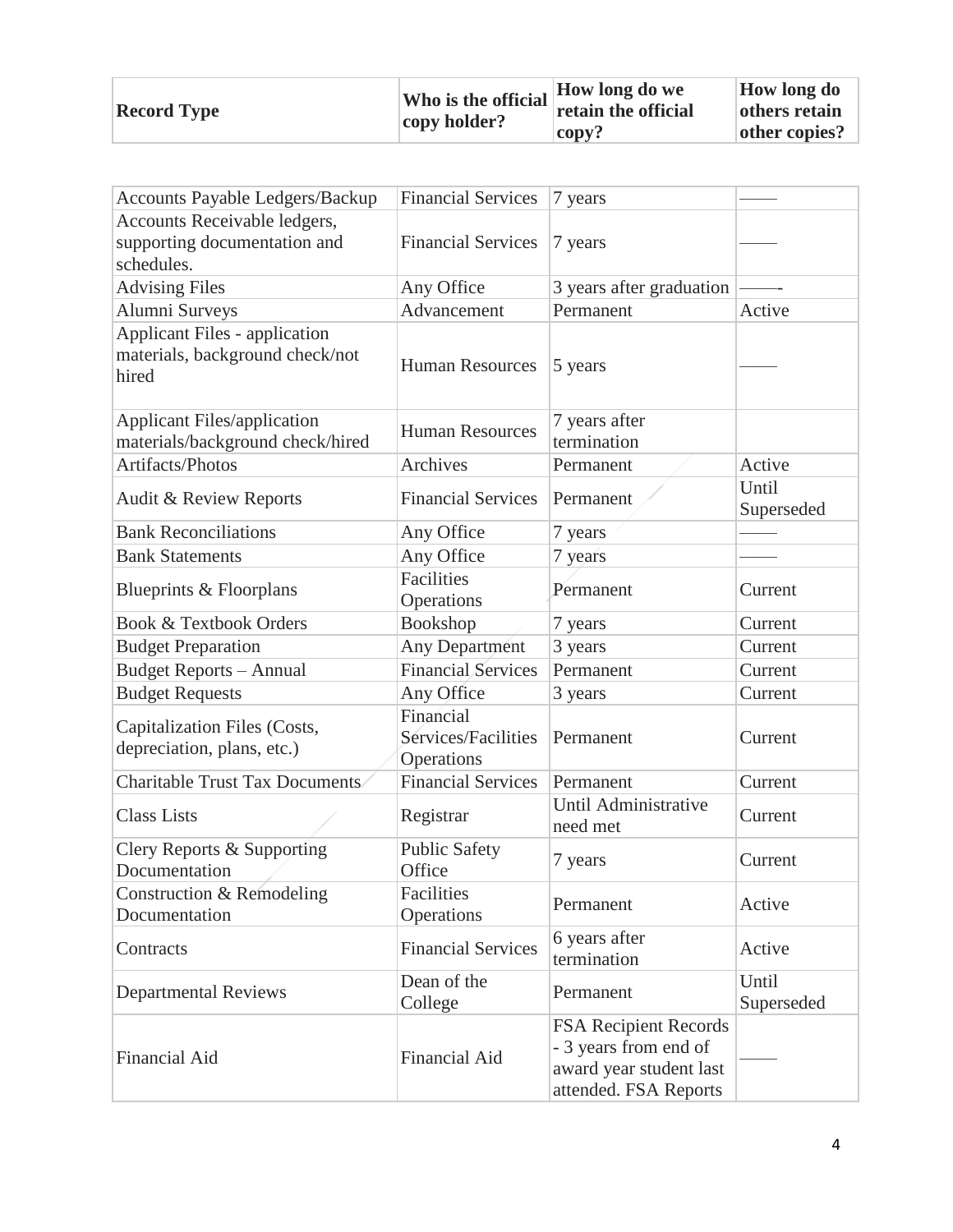| Record Type | Who is the official copy holder? | How long do we retain the official copy? | How long do others retain other copies? |
|---|---|---|---|
| Accounts Payable Ledgers/Backup | Financial Services | 7 years | —— |
| Accounts Receivable ledgers, supporting documentation and schedules. | Financial Services | 7 years | —— |
| Advising Files | Any Office | 3 years after graduation | ——- |
| Alumni Surveys | Advancement | Permanent | Active |
| Applicant Files - application materials, background check/not hired | Human Resources | 5 years | —— |
| Applicant Files/application materials/background check/hired | Human Resources | 7 years after termination | |
| Artifacts/Photos | Archives | Permanent | Active |
| Audit & Review Reports | Financial Services | Permanent | Until Superseded |
| Bank Reconciliations | Any Office | 7 years | —— |
| Bank Statements | Any Office | 7 years | —— |
| Blueprints & Floorplans | Facilities Operations | Permanent | Current |
| Book & Textbook Orders | Bookshop | 7 years | Current |
| Budget Preparation | Any Department | 3 years | Current |
| Budget Reports – Annual | Financial Services | Permanent | Current |
| Budget Requests | Any Office | 3 years | Current |
| Capitalization Files (Costs, depreciation, plans, etc.) | Financial Services/Facilities Operations | Permanent | Current |
| Charitable Trust Tax Documents | Financial Services | Permanent | Current |
| Class Lists | Registrar | Until Administrative need met | Current |
| Clery Reports & Supporting Documentation | Public Safety Office | 7 years | Current |
| Construction & Remodeling Documentation | Facilities Operations | Permanent | Active |
| Contracts | Financial Services | 6 years after termination | Active |
| Departmental Reviews | Dean of the College | Permanent | Until Superseded |
| Financial Aid | Financial Aid | FSA Recipient Records - 3 years from end of award year student last attended. FSA Reports | —— |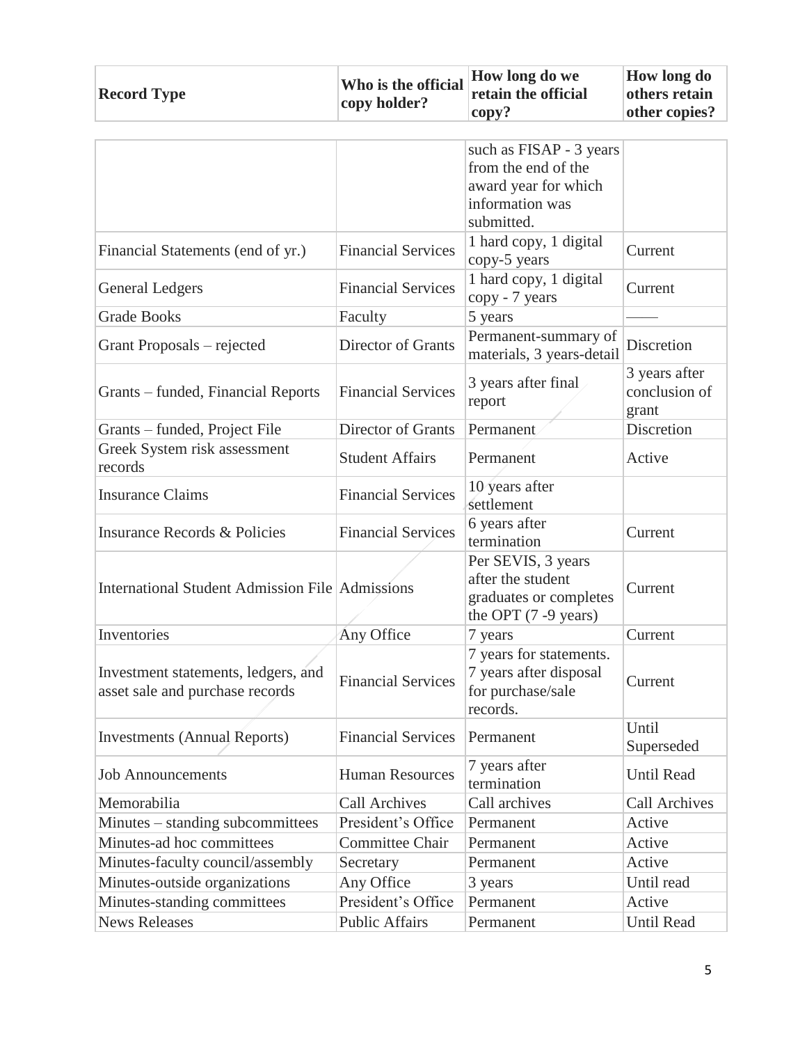| Record Type | Who is the official copy holder? | How long do we retain the official copy? | How long do others retain other copies? |
|---|---|---|---|
| | | such as FISAP - 3 years from the end of the award year for which information was submitted. | |
| Financial Statements (end of yr.) | Financial Services | 1 hard copy, 1 digital copy-5 years | Current |
| General Ledgers | Financial Services | 1 hard copy, 1 digital copy - 7 years | Current |
| Grade Books | Faculty | 5 years | ____ |
| Grant Proposals – rejected | Director of Grants | Permanent-summary of materials, 3 years-detail | Discretion |
| Grants – funded, Financial Reports | Financial Services | 3 years after final report | 3 years after conclusion of grant |
| Grants – funded, Project File | Director of Grants | Permanent | Discretion |
| Greek System risk assessment records | Student Affairs | Permanent | Active |
| Insurance Claims | Financial Services | 10 years after settlement | |
| Insurance Records & Policies | Financial Services | 6 years after termination | Current |
| International Student Admission File | Admissions | Per SEVIS, 3 years after the student graduates or completes the OPT (7 -9 years) | Current |
| Inventories | Any Office | 7 years | Current |
| Investment statements, ledgers, and asset sale and purchase records | Financial Services | 7 years for statements. 7 years after disposal for purchase/sale records. | Current |
| Investments (Annual Reports) | Financial Services | Permanent | Until Superseded |
| Job Announcements | Human Resources | 7 years after termination | Until Read |
| Memorabilia | Call Archives | Call archives | Call Archives |
| Minutes – standing subcommittees | President's Office | Permanent | Active |
| Minutes-ad hoc committees | Committee Chair | Permanent | Active |
| Minutes-faculty council/assembly | Secretary | Permanent | Active |
| Minutes-outside organizations | Any Office | 3 years | Until read |
| Minutes-standing committees | President's Office | Permanent | Active |
| News Releases | Public Affairs | Permanent | Until Read |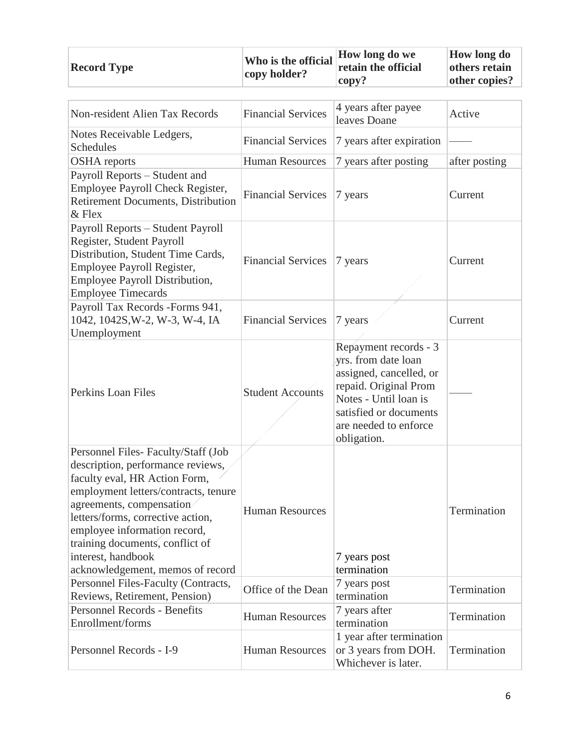| Record Type | Who is the official copy holder? | How long do we retain the official copy? | How long do others retain other copies? |
|---|---|---|---|
| Non-resident Alien Tax Records | Financial Services | 4 years after payee leaves Doane | Active |
| Notes Receivable Ledgers, Schedules | Financial Services | 7 years after expiration | —— |
| OSHA reports | Human Resources | 7 years after posting | after posting |
| Payroll Reports – Student and Employee Payroll Check Register, Retirement Documents, Distribution & Flex | Financial Services | 7 years | Current |
| Payroll Reports – Student Payroll Register, Student Payroll Distribution, Student Time Cards, Employee Payroll Register, Employee Payroll Distribution, Employee Timecards | Financial Services | 7 years | Current |
| Payroll Tax Records -Forms 941, 1042, 1042S,W-2, W-3, W-4, IA Unemployment | Financial Services | 7 years | Current |
| Perkins Loan Files | Student Accounts | Repayment records - 3 yrs. from date loan assigned, cancelled, or repaid. Original Prom Notes - Until loan is satisfied or documents are needed to enforce obligation. | —— |
| Personnel Files- Faculty/Staff (Job description, performance reviews, faculty eval, HR Action Form, employment letters/contracts, tenure agreements, compensation letters/forms, corrective action, employee information record, training documents, conflict of interest, handbook acknowledgement, memos of record | Human Resources | 7 years post termination | Termination |
| Personnel Files-Faculty (Contracts, Reviews, Retirement, Pension) | Office of the Dean | 7 years post termination | Termination |
| Personnel Records - Benefits Enrollment/forms | Human Resources | 7 years after termination | Termination |
| Personnel Records - I-9 | Human Resources | 1 year after termination or 3 years from DOH. Whichever is later. | Termination |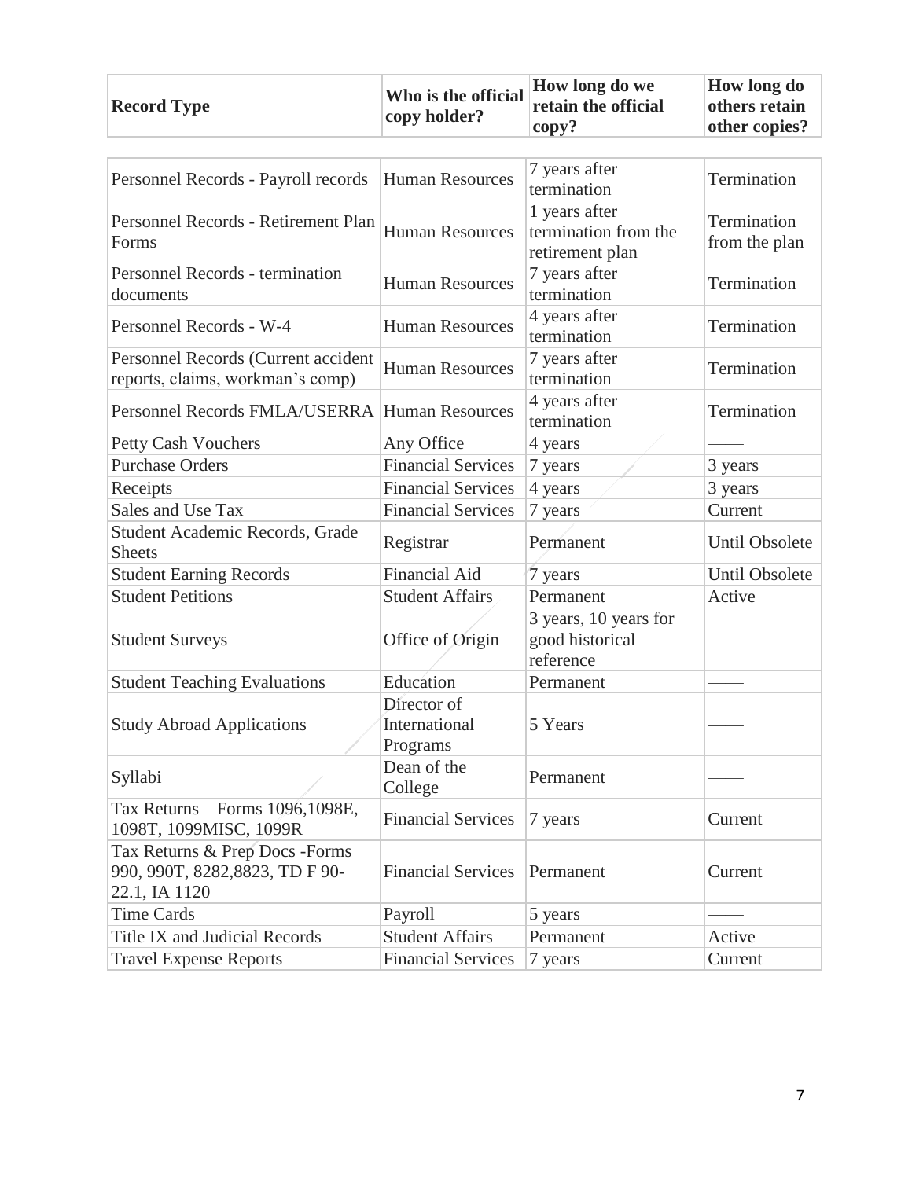| Record Type | Who is the official copy holder? | How long do we retain the official copy? | How long do others retain other copies? |
|---|---|---|---|
| Personnel Records - Payroll records | Human Resources | 7 years after termination | Termination |
| Personnel Records - Retirement Plan Forms | Human Resources | 1 years after termination from the retirement plan | Termination from the plan |
| Personnel Records - termination documents | Human Resources | 7 years after termination | Termination |
| Personnel Records - W-4 | Human Resources | 4 years after termination | Termination |
| Personnel Records (Current accident reports, claims, workman's comp) | Human Resources | 7 years after termination | Termination |
| Personnel Records FMLA/USERRA | Human Resources | 4 years after termination | Termination |
| Petty Cash Vouchers | Any Office | 4 years | —— |
| Purchase Orders | Financial Services | 7 years | 3 years |
| Receipts | Financial Services | 4 years | 3 years |
| Sales and Use Tax | Financial Services | 7 years | Current |
| Student Academic Records, Grade Sheets | Registrar | Permanent | Until Obsolete |
| Student Earning Records | Financial Aid | 7 years | Until Obsolete |
| Student Petitions | Student Affairs | Permanent | Active |
| Student Surveys | Office of Origin | 3 years, 10 years for good historical reference | —— |
| Student Teaching Evaluations | Education | Permanent | —— |
| Study Abroad Applications | Director of International Programs | 5 Years | —— |
| Syllabi | Dean of the College | Permanent | —— |
| Tax Returns – Forms 1096,1098E, 1098T, 1099MISC, 1099R | Financial Services | 7 years | Current |
| Tax Returns & Prep Docs -Forms 990, 990T, 8282,8823, TD F 90-22.1, IA 1120 | Financial Services | Permanent | Current |
| Time Cards | Payroll | 5 years | —— |
| Title IX and Judicial Records | Student Affairs | Permanent | Active |
| Travel Expense Reports | Financial Services | 7 years | Current |